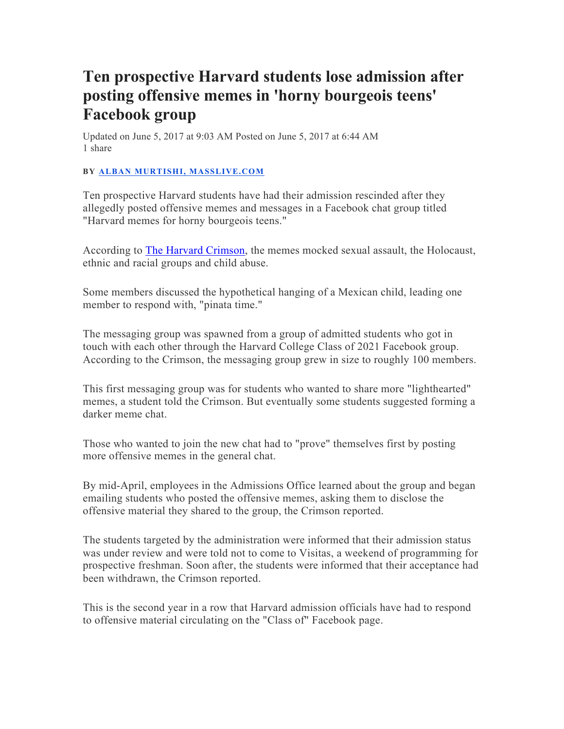# Ten prospective Harvard students lose admission after posting offensive memes in 'horny bourgeois teens' Facebook group

Updated on June 5, 2017 at 9:03 AM Posted on June 5, 2017 at 6:44 AM
1 share

**BY [ALBAN MURTISHI, MASSLIVE.COM]**

Ten prospective Harvard students have had their admission rescinded after they allegedly posted offensive memes and messages in a Facebook chat group titled "Harvard memes for horny bourgeois teens."

According to [The Harvard Crimson], the memes mocked sexual assault, the Holocaust, ethnic and racial groups and child abuse.

Some members discussed the hypothetical hanging of a Mexican child, leading one member to respond with, "pinata time."

The messaging group was spawned from a group of admitted students who got in touch with each other through the Harvard College Class of 2021 Facebook group. According to the Crimson, the messaging group grew in size to roughly 100 members.

This first messaging group was for students who wanted to share more "lighthearted" memes, a student told the Crimson. But eventually some students suggested forming a darker meme chat.

Those who wanted to join the new chat had to "prove" themselves first by posting more offensive memes in the general chat.

By mid-April, employees in the Admissions Office learned about the group and began emailing students who posted the offensive memes, asking them to disclose the offensive material they shared to the group, the Crimson reported.

The students targeted by the administration were informed that their admission status was under review and were told not to come to Visitas, a weekend of programming for prospective freshman. Soon after, the students were informed that their acceptance had been withdrawn, the Crimson reported.

This is the second year in a row that Harvard admission officials have had to respond to offensive material circulating on the "Class of" Facebook page.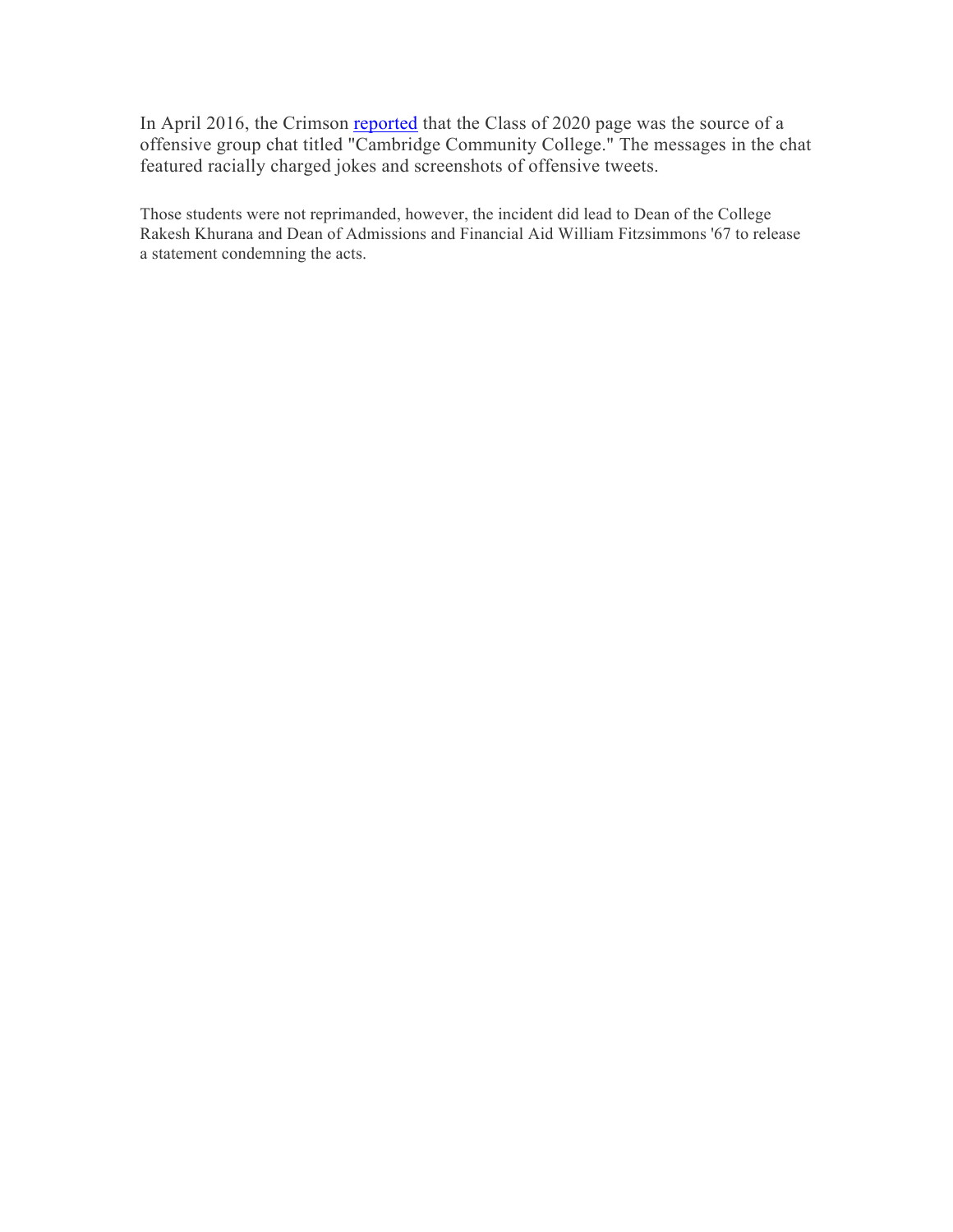In April 2016, the Crimson [reported](reported) that the Class of 2020 page was the source of a offensive group chat titled "Cambridge Community College." The messages in the chat featured racially charged jokes and screenshots of offensive tweets.

Those students were not reprimanded, however, the incident did lead to Dean of the College Rakesh Khurana and Dean of Admissions and Financial Aid William Fitzsimmons '67 to release a statement condemning the acts.